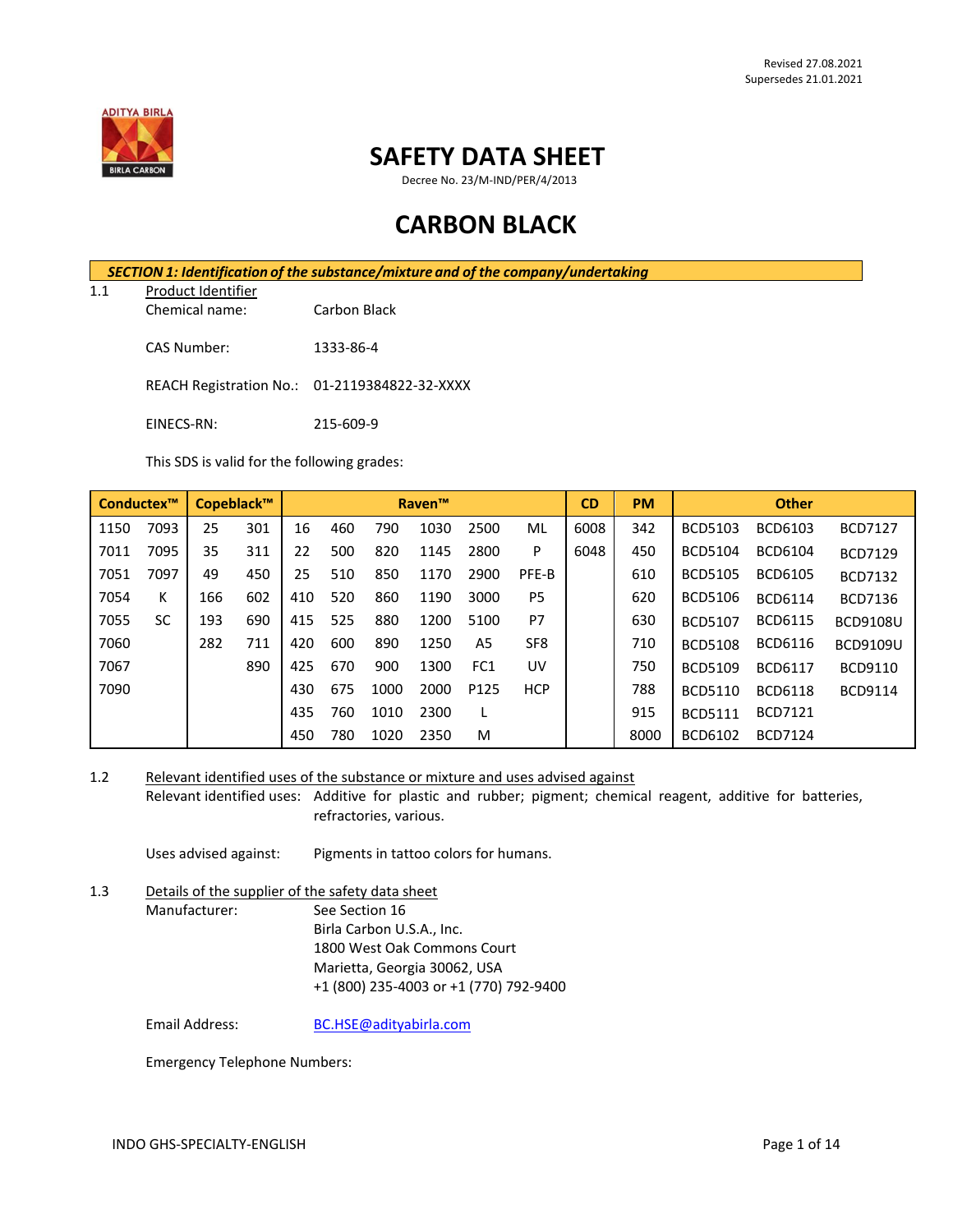Revised 27.08.2021
Supersedes 21.01.2021

# SAFETY DATA SHEET

Decree No. 23/M-IND/PER/4/2013

# CARBON BLACK

## *SECTION 1: Identification of the substance/mixture and of the company/undertaking*

1.1 Product Identifier

Chemical name: Carbon Black

CAS Number: 1333-86-4

REACH Registration No.: 01-2119384822-32-XXXX

EINECS-RN: 215-609-9

This SDS is valid for the following grades:

| Conductex™ | | Copeblack™ | | Raven™ | | | | | | CD | PM | Other | | |
|---|---|---|---|---|---|---|---|---|---|---|---|---|---|---|
| 1150 | 7093 | 25 | 301 | 16 | 460 | 790 | 1030 | 2500 | ML | 6008 | 342 | BCD5103 | BCD6103 | BCD7127 |
| 7011 | 7095 | 35 | 311 | 22 | 500 | 820 | 1145 | 2800 | P | 6048 | 450 | BCD5104 | BCD6104 | BCD7129 |
| 7051 | 7097 | 49 | 450 | 25 | 510 | 850 | 1170 | 2900 | PFE-B | | 610 | BCD5105 | BCD6105 | BCD7132 |
| 7054 | K | 166 | 602 | 410 | 520 | 860 | 1190 | 3000 | P5 | | 620 | BCD5106 | BCD6114 | BCD7136 |
| 7055 | SC | 193 | 690 | 415 | 525 | 880 | 1200 | 5100 | P7 | | 630 | BCD5107 | BCD6115 | BCD9108U |
| 7060 | | 282 | 711 | 420 | 600 | 890 | 1250 | A5 | SF8 | | 710 | BCD5108 | BCD6116 | BCD9109U |
| 7067 | | | 890 | 425 | 670 | 900 | 1300 | FC1 | UV | | 750 | BCD5109 | BCD6117 | BCD9110 |
| 7090 | | | | 430 | 675 | 1000 | 2000 | P125 | HCP | | 788 | BCD5110 | BCD6118 | BCD9114 |
| | | | | 435 | 760 | 1010 | 2300 | L | | | 915 | BCD5111 | BCD7121 | |
| | | | | 450 | 780 | 1020 | 2350 | M | | | 8000 | BCD6102 | BCD7124 | |

1.2 Relevant identified uses of the substance or mixture and uses advised against

Relevant identified uses: Additive for plastic and rubber; pigment; chemical reagent, additive for batteries, refractories, various.

Uses advised against: Pigments in tattoo colors for humans.

1.3 Details of the supplier of the safety data sheet

Manufacturer: See Section 16
Birla Carbon U.S.A., Inc.
1800 West Oak Commons Court
Marietta, Georgia 30062, USA
+1 (800) 235-4003 or +1 (770) 792-9400

Email Address: BC.HSE@adityabirla.com

Emergency Telephone Numbers: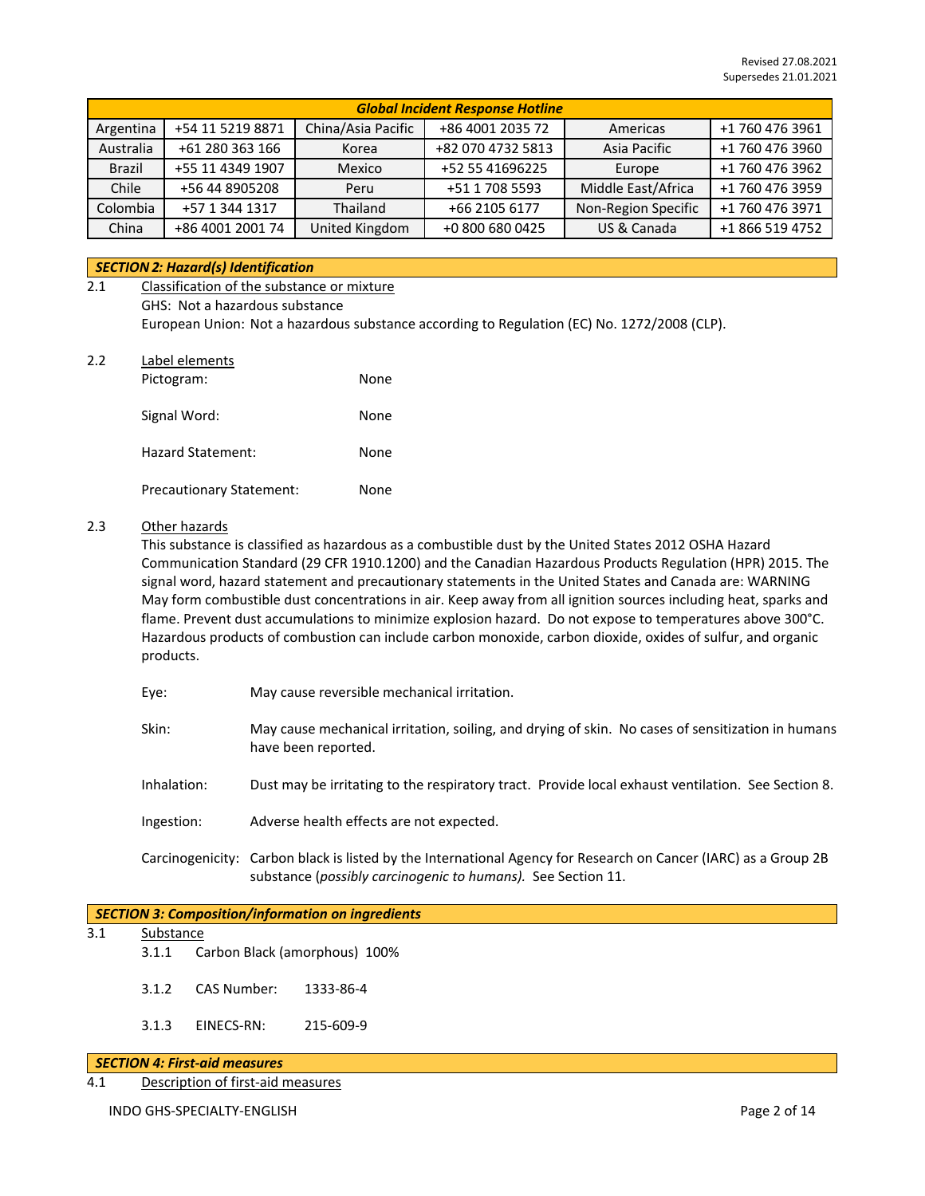Revised 27.08.2021
Supersedes 21.01.2021

| Global Incident Response Hotline | | | | | |
|---|---|---|---|---|---|
| Argentina | +54 11 5219 8871 | China/Asia Pacific | +86 4001 2035 72 | Americas | +1 760 476 3961 |
| Australia | +61 280 363 166 | Korea | +82 070 4732 5813 | Asia Pacific | +1 760 476 3960 |
| Brazil | +55 11 4349 1907 | Mexico | +52 55 41696225 | Europe | +1 760 476 3962 |
| Chile | +56 44 8905208 | Peru | +51 1 708 5593 | Middle East/Africa | +1 760 476 3959 |
| Colombia | +57 1 344 1317 | Thailand | +66 2105 6177 | Non-Region Specific | +1 760 476 3971 |
| China | +86 4001 2001 74 | United Kingdom | +0 800 680 0425 | US & Canada | +1 866 519 4752 |

## SECTION 2: Hazard(s) Identification

2.1 Classification of the substance or mixture

GHS: Not a hazardous substance

European Union: Not a hazardous substance according to Regulation (EC) No. 1272/2008 (CLP).

2.2 Label elements

Pictogram: None

Signal Word: None

Hazard Statement: None

Precautionary Statement: None

2.3 Other hazards

This substance is classified as hazardous as a combustible dust by the United States 2012 OSHA Hazard Communication Standard (29 CFR 1910.1200) and the Canadian Hazardous Products Regulation (HPR) 2015. The signal word, hazard statement and precautionary statements in the United States and Canada are: WARNING May form combustible dust concentrations in air. Keep away from all ignition sources including heat, sparks and flame. Prevent dust accumulations to minimize explosion hazard. Do not expose to temperatures above 300°C. Hazardous products of combustion can include carbon monoxide, carbon dioxide, oxides of sulfur, and organic products.

Eye: May cause reversible mechanical irritation.

Skin: May cause mechanical irritation, soiling, and drying of skin. No cases of sensitization in humans have been reported.

Inhalation: Dust may be irritating to the respiratory tract. Provide local exhaust ventilation. See Section 8.

Ingestion: Adverse health effects are not expected.

Carcinogenicity: Carbon black is listed by the International Agency for Research on Cancer (IARC) as a Group 2B substance (*possibly carcinogenic to humans).* See Section 11.

## SECTION 3: Composition/information on ingredients

3.1 Substance

3.1.1 Carbon Black (amorphous) 100%

3.1.2 CAS Number: 1333-86-4

3.1.3 EINECS-RN: 215-609-9

## SECTION 4: First-aid measures

4.1 Description of first-aid measures

INDO GHS-SPECIALTY-ENGLISH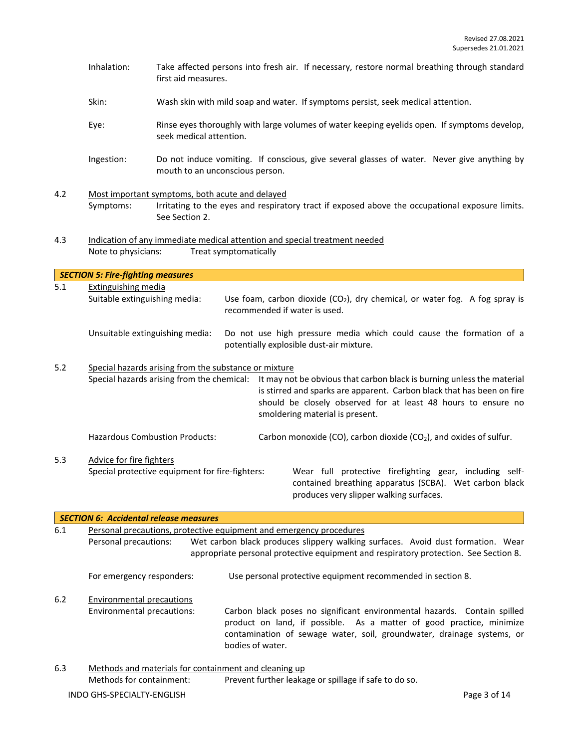Inhalation: Take affected persons into fresh air. If necessary, restore normal breathing through standard first aid measures.

Skin: Wash skin with mild soap and water. If symptoms persist, seek medical attention.

Eye: Rinse eyes thoroughly with large volumes of water keeping eyelids open. If symptoms develop, seek medical attention.

Ingestion: Do not induce vomiting. If conscious, give several glasses of water. Never give anything by mouth to an unconscious person.

4.2 Most important symptoms, both acute and delayed

Symptoms: Irritating to the eyes and respiratory tract if exposed above the occupational exposure limits. See Section 2.

4.3 Indication of any immediate medical attention and special treatment needed

Note to physicians: Treat symptomatically

## *SECTION 5: Fire-fighting measures*

5.1 Extinguishing media

Suitable extinguishing media: Use foam, carbon dioxide ($CO_2$), dry chemical, or water fog. A fog spray is recommended if water is used.

Unsuitable extinguishing media: Do not use high pressure media which could cause the formation of a potentially explosible dust-air mixture.

5.2 Special hazards arising from the substance or mixture

Special hazards arising from the chemical: It may not be obvious that carbon black is burning unless the material is stirred and sparks are apparent. Carbon black that has been on fire should be closely observed for at least 48 hours to ensure no smoldering material is present.

Hazardous Combustion Products: Carbon monoxide (CO), carbon dioxide ($CO_2$), and oxides of sulfur.

5.3 Advice for fire fighters

Special protective equipment for fire-fighters: Wear full protective firefighting gear, including self-contained breathing apparatus (SCBA). Wet carbon black produces very slipper walking surfaces.

## *SECTION 6: Accidental release measures*

6.1 Personal precautions, protective equipment and emergency procedures

Personal precautions: Wet carbon black produces slippery walking surfaces. Avoid dust formation. Wear appropriate personal protective equipment and respiratory protection. See Section 8.

For emergency responders: Use personal protective equipment recommended in section 8.

6.2 Environmental precautions

Environmental precautions: Carbon black poses no significant environmental hazards. Contain spilled product on land, if possible. As a matter of good practice, minimize contamination of sewage water, soil, groundwater, drainage systems, or bodies of water.

6.3 Methods and materials for containment and cleaning up

Methods for containment: Prevent further leakage or spillage if safe to do so.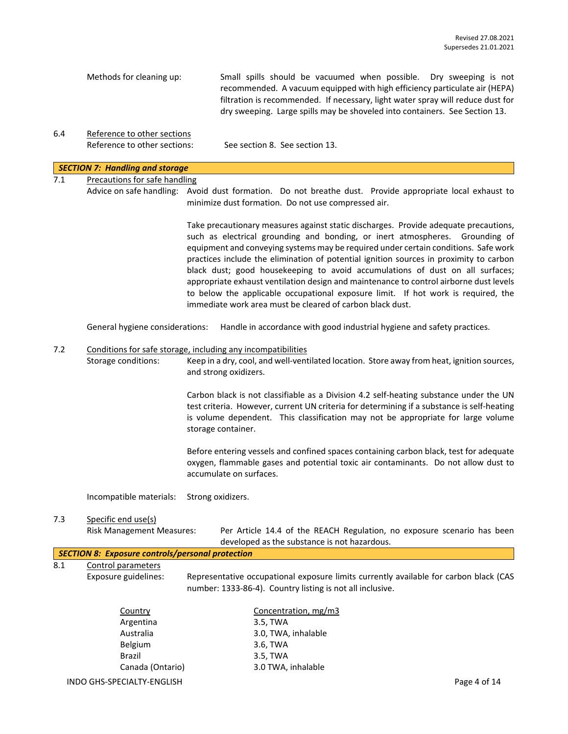Methods for cleaning up: Small spills should be vacuumed when possible. Dry sweeping is not recommended. A vacuum equipped with high efficiency particulate air (HEPA) filtration is recommended. If necessary, light water spray will reduce dust for dry sweeping. Large spills may be shoveled into containers. See Section 13.

6.4 Reference to other sections

Reference to other sections: See section 8. See section 13.

## SECTION 7: Handling and storage

7.1 Precautions for safe handling

Advice on safe handling: Avoid dust formation. Do not breathe dust. Provide appropriate local exhaust to minimize dust formation. Do not use compressed air.

Take precautionary measures against static discharges. Provide adequate precautions, such as electrical grounding and bonding, or inert atmospheres. Grounding of equipment and conveying systems may be required under certain conditions. Safe work practices include the elimination of potential ignition sources in proximity to carbon black dust; good housekeeping to avoid accumulations of dust on all surfaces; appropriate exhaust ventilation design and maintenance to control airborne dust levels to below the applicable occupational exposure limit. If hot work is required, the immediate work area must be cleared of carbon black dust.

General hygiene considerations: Handle in accordance with good industrial hygiene and safety practices.

7.2 Conditions for safe storage, including any incompatibilities

Storage conditions: Keep in a dry, cool, and well-ventilated location. Store away from heat, ignition sources, and strong oxidizers.

Carbon black is not classifiable as a Division 4.2 self-heating substance under the UN test criteria. However, current UN criteria for determining if a substance is self-heating is volume dependent. This classification may not be appropriate for large volume storage container.

Before entering vessels and confined spaces containing carbon black, test for adequate oxygen, flammable gases and potential toxic air contaminants. Do not allow dust to accumulate on surfaces.

Incompatible materials: Strong oxidizers.

7.3 Specific end use(s)

Risk Management Measures: Per Article 14.4 of the REACH Regulation, no exposure scenario has been developed as the substance is not hazardous.

## SECTION 8: Exposure controls/personal protection

8.1 Control parameters

Exposure guidelines: Representative occupational exposure limits currently available for carbon black (CAS number: 1333-86-4). Country listing is not all inclusive.

| Country | Concentration, mg/m3 |
|---|---|
| Argentina | 3.5, TWA |
| Australia | 3.0, TWA, inhalable |
| Belgium | 3.6, TWA |
| Brazil | 3.5, TWA |
| Canada (Ontario) | 3.0 TWA, inhalable |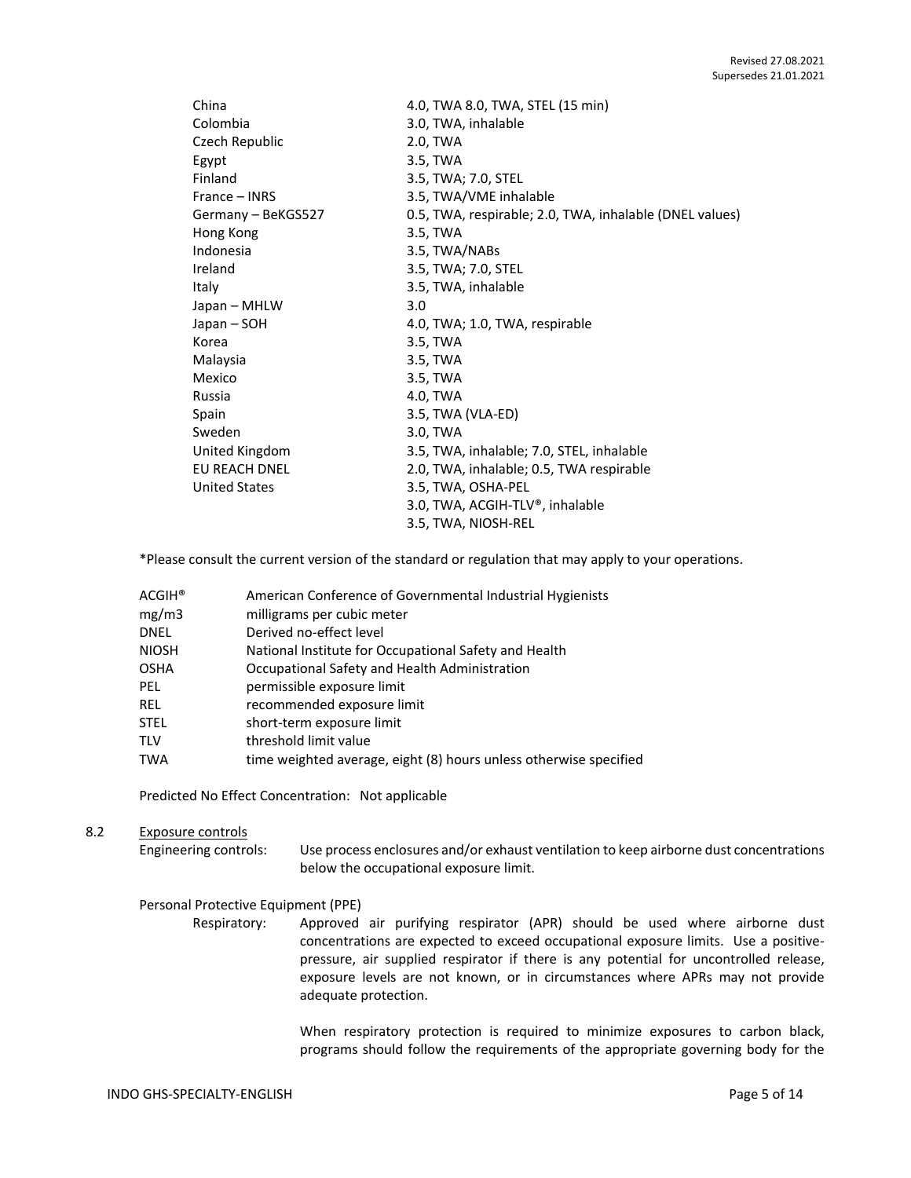| | |
|---|---|
| China | 4.0, TWA 8.0, TWA, STEL (15 min) |
| Colombia | 3.0, TWA, inhalable |
| Czech Republic | 2.0, TWA |
| Egypt | 3.5, TWA |
| Finland | 3.5, TWA; 7.0, STEL |
| France – INRS | 3.5, TWA/VME inhalable |
| Germany – BeKGS527 | 0.5, TWA, respirable; 2.0, TWA, inhalable (DNEL values) |
| Hong Kong | 3.5, TWA |
| Indonesia | 3.5, TWA/NABs |
| Ireland | 3.5, TWA; 7.0, STEL |
| Italy | 3.5, TWA, inhalable |
| Japan – MHLW | 3.0 |
| Japan – SOH | 4.0, TWA; 1.0, TWA, respirable |
| Korea | 3.5, TWA |
| Malaysia | 3.5, TWA |
| Mexico | 3.5, TWA |
| Russia | 4.0, TWA |
| Spain | 3.5, TWA (VLA-ED) |
| Sweden | 3.0, TWA |
| United Kingdom | 3.5, TWA, inhalable; 7.0, STEL, inhalable |
| EU REACH DNEL | 2.0, TWA, inhalable; 0.5, TWA respirable |
| United States | 3.5, TWA, OSHA-PEL |
| | 3.0, TWA, ACGIH-TLV®, inhalable |
| | 3.5, TWA, NIOSH-REL |

*Please consult the current version of the standard or regulation that may apply to your operations.

| | |
|---|---|
| ACGIH® | American Conference of Governmental Industrial Hygienists |
| mg/m3 | milligrams per cubic meter |
| DNEL | Derived no-effect level |
| NIOSH | National Institute for Occupational Safety and Health |
| OSHA | Occupational Safety and Health Administration |
| PEL | permissible exposure limit |
| REL | recommended exposure limit |
| STEL | short-term exposure limit |
| TLV | threshold limit value |
| TWA | time weighted average, eight (8) hours unless otherwise specified |

Predicted No Effect Concentration: Not applicable

8.2 Exposure controls

Engineering controls: Use process enclosures and/or exhaust ventilation to keep airborne dust concentrations below the occupational exposure limit.

Personal Protective Equipment (PPE)

Respiratory: Approved air purifying respirator (APR) should be used where airborne dust concentrations are expected to exceed occupational exposure limits. Use a positive-pressure, air supplied respirator if there is any potential for uncontrolled release, exposure levels are not known, or in circumstances where APRs may not provide adequate protection.

When respiratory protection is required to minimize exposures to carbon black, programs should follow the requirements of the appropriate governing body for the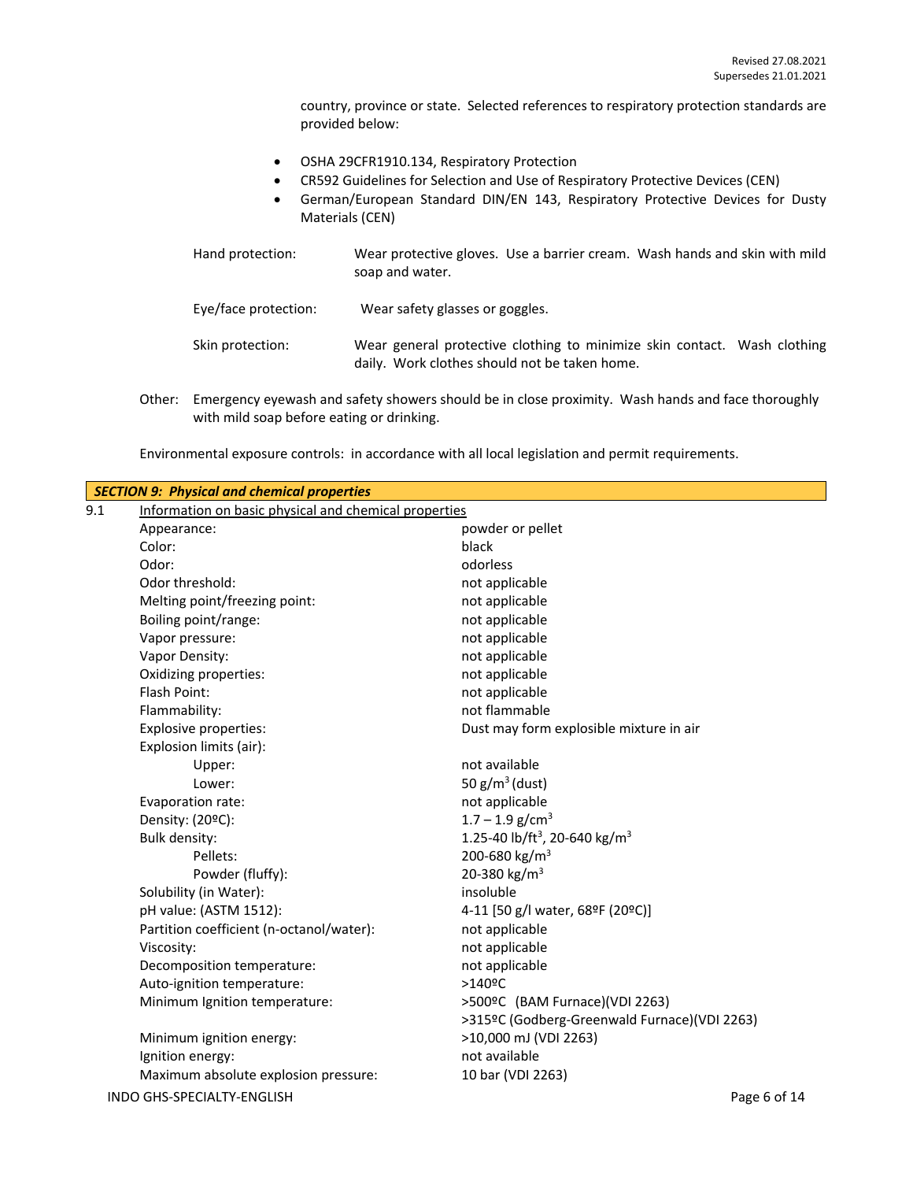country, province or state. Selected references to respiratory protection standards are provided below:

- OSHA 29CFR1910.134, Respiratory Protection
- CR592 Guidelines for Selection and Use of Respiratory Protective Devices (CEN)
- German/European Standard DIN/EN 143, Respiratory Protective Devices for Dusty Materials (CEN)

Hand protection: Wear protective gloves. Use a barrier cream. Wash hands and skin with mild soap and water.

Eye/face protection: Wear safety glasses or goggles.

Skin protection: Wear general protective clothing to minimize skin contact. Wash clothing daily. Work clothes should not be taken home.

Other: Emergency eyewash and safety showers should be in close proximity. Wash hands and face thoroughly with mild soap before eating or drinking.

Environmental exposure controls: in accordance with all local legislation and permit requirements.

## *SECTION 9: Physical and chemical properties*

9.1 Information on basic physical and chemical properties

| Property | Value |
|---|---|
| Appearance: | powder or pellet |
| Color: | black |
| Odor: | odorless |
| Odor threshold: | not applicable |
| Melting point/freezing point: | not applicable |
| Boiling point/range: | not applicable |
| Vapor pressure: | not applicable |
| Vapor Density: | not applicable |
| Oxidizing properties: | not applicable |
| Flash Point: | not applicable |
| Flammability: | not flammable |
| Explosive properties: | Dust may form explosible mixture in air |
| Explosion limits (air): | |
| Upper: | not available |
| Lower: | 50 g/m$^3$ (dust) |
| Evaporation rate: | not applicable |
| Density: (20ºC): | 1.7 – 1.9 g/cm$^3$ |
| Bulk density: | 1.25-40 lb/ft$^3$, 20-640 kg/m$^3$ |
| Pellets: | 200-680 kg/m$^3$ |
| Powder (fluffy): | 20-380 kg/m$^3$ |
| Solubility (in Water): | insoluble |
| pH value: (ASTM 1512): | 4-11 [50 g/l water, 68ºF (20ºC)] |
| Partition coefficient (n-octanol/water): | not applicable |
| Viscosity: | not applicable |
| Decomposition temperature: | not applicable |
| Auto-ignition temperature: | >140ºC |
| Minimum Ignition temperature: | >500ºC (BAM Furnace)(VDI 2263)<br>>315ºC (Godberg-Greenwald Furnace)(VDI 2263) |
| Minimum ignition energy: | >10,000 mJ (VDI 2263) |
| Ignition energy: | not available |
| Maximum absolute explosion pressure: | 10 bar (VDI 2263) |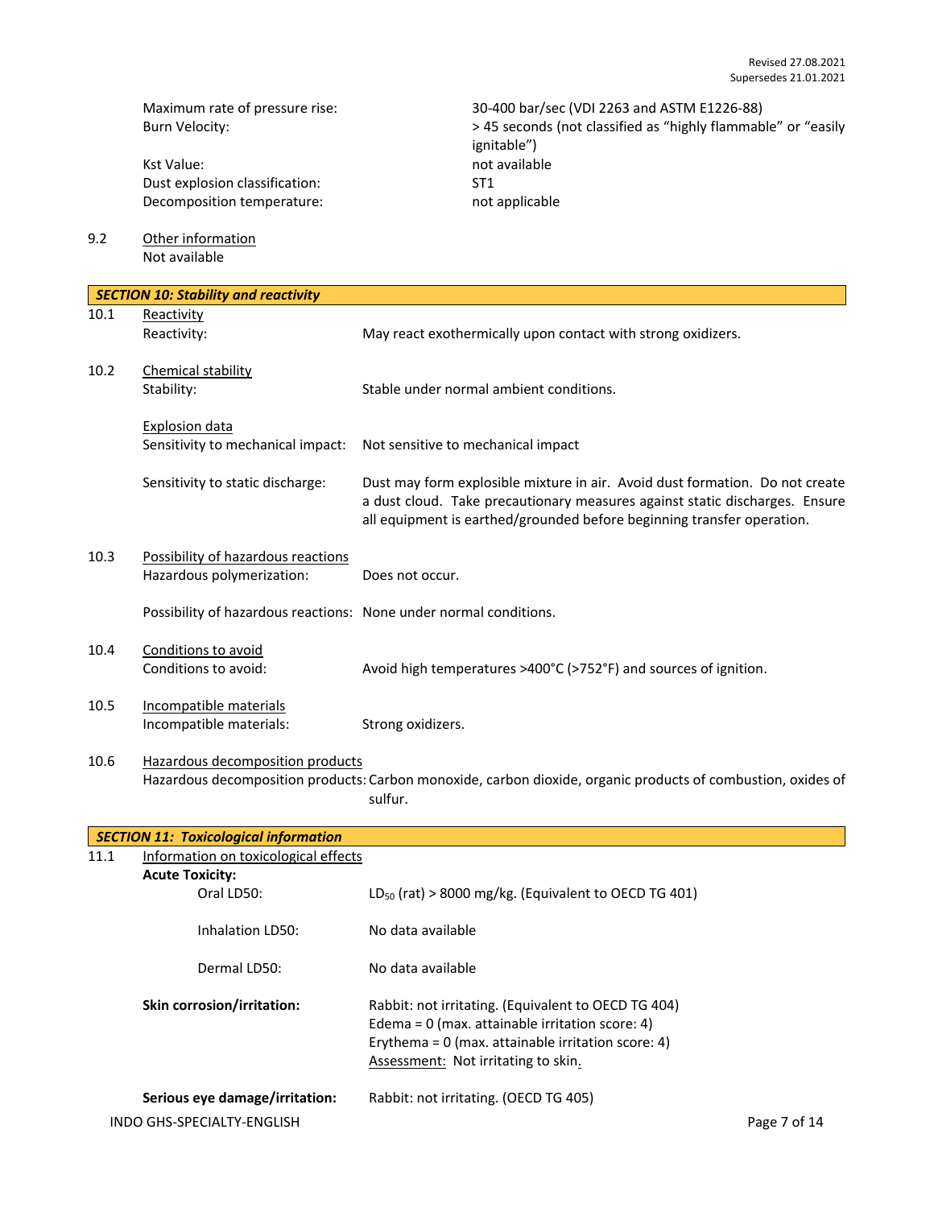Maximum rate of pressure rise: 30-400 bar/sec (VDI 2263 and ASTM E1226-88)

Burn Velocity: > 45 seconds (not classified as "highly flammable" or "easily ignitable")

Kst Value: not available

Dust explosion classification: ST1

Decomposition temperature: not applicable

9.2 Other information

Not available

## *SECTION 10: Stability and reactivity*

10.1 Reactivity

Reactivity: May react exothermically upon contact with strong oxidizers.

10.2 Chemical stability

Stability: Stable under normal ambient conditions.

Explosion data

Sensitivity to mechanical impact: Not sensitive to mechanical impact

Sensitivity to static discharge: Dust may form explosible mixture in air. Avoid dust formation. Do not create a dust cloud. Take precautionary measures against static discharges. Ensure all equipment is earthed/grounded before beginning transfer operation.

10.3 Possibility of hazardous reactions

Hazardous polymerization: Does not occur.

Possibility of hazardous reactions: None under normal conditions.

10.4 Conditions to avoid

Conditions to avoid: Avoid high temperatures >400°C (>752°F) and sources of ignition.

10.5 Incompatible materials

Incompatible materials: Strong oxidizers.

10.6 Hazardous decomposition products

Hazardous decomposition products: Carbon monoxide, carbon dioxide, organic products of combustion, oxides of sulfur.

## *SECTION 11: Toxicological information*

11.1 Information on toxicological effects

**Acute Toxicity:**

Oral LD50: $LD_{50}$ (rat) > 8000 mg/kg. (Equivalent to OECD TG 401)

Inhalation LD50: No data available

Dermal LD50: No data available

**Skin corrosion/irritation:** Rabbit: not irritating. (Equivalent to OECD TG 404)
Edema = 0 (max. attainable irritation score: 4)
Erythema = 0 (max. attainable irritation score: 4)
Assessment: Not irritating to skin.

**Serious eye damage/irritation:** Rabbit: not irritating. (OECD TG 405)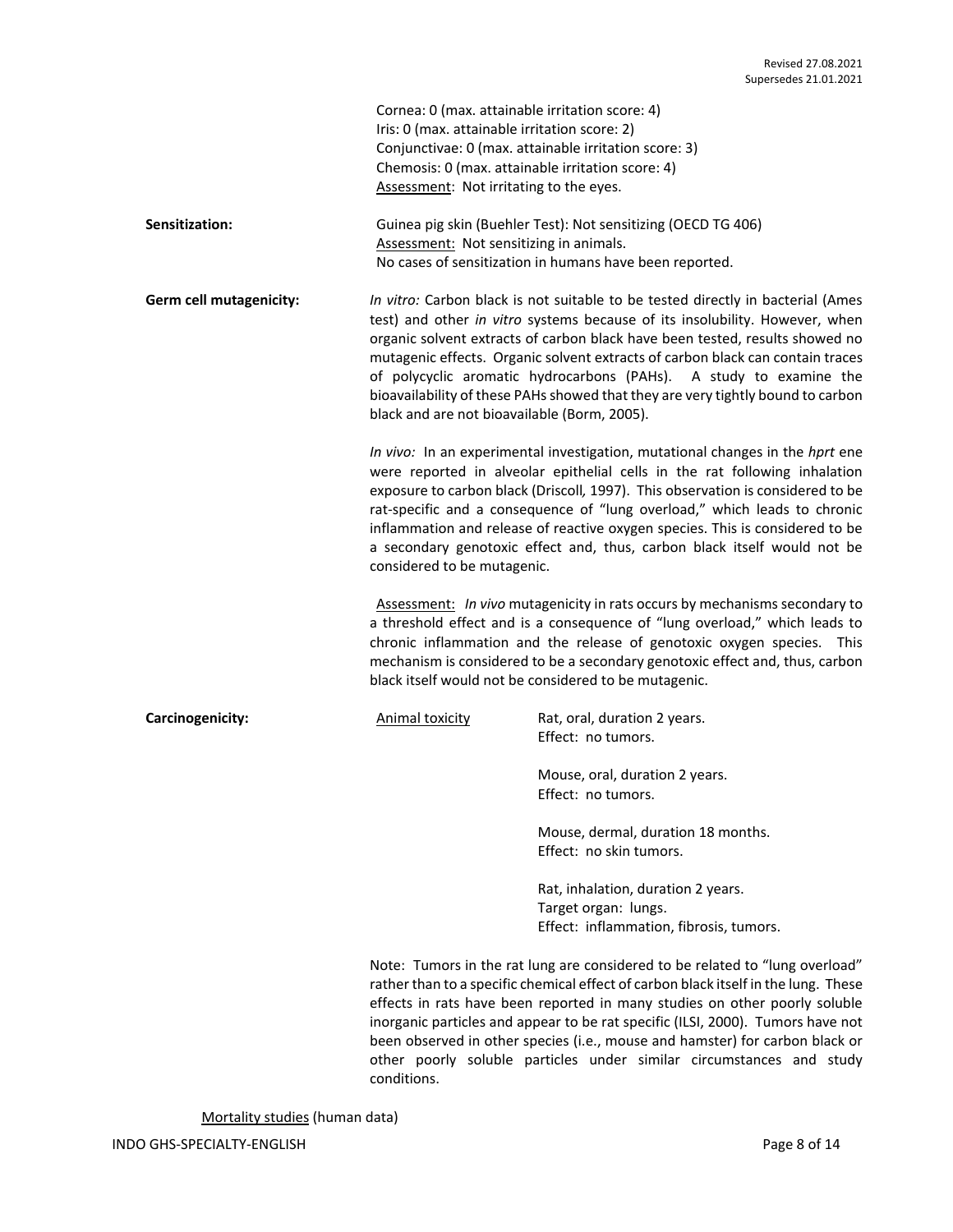Cornea: 0 (max. attainable irritation score: 4)
Iris: 0 (max. attainable irritation score: 2)
Conjunctivae: 0 (max. attainable irritation score: 3)
Chemosis: 0 (max. attainable irritation score: 4)
Assessment: Not irritating to the eyes.

**Sensitization:**

Guinea pig skin (Buehler Test): Not sensitizing (OECD TG 406)
Assessment: Not sensitizing in animals.
No cases of sensitization in humans have been reported.

**Germ cell mutagenicity:**

*In vitro:* Carbon black is not suitable to be tested directly in bacterial (Ames test) and other *in vitro* systems because of its insolubility. However, when organic solvent extracts of carbon black have been tested, results showed no mutagenic effects. Organic solvent extracts of carbon black can contain traces of polycyclic aromatic hydrocarbons (PAHs). A study to examine the bioavailability of these PAHs showed that they are very tightly bound to carbon black and are not bioavailable (Borm, 2005).

*In vivo:* In an experimental investigation, mutational changes in the *hprt* ene were reported in alveolar epithelial cells in the rat following inhalation exposure to carbon black (Driscoll*,* 1997). This observation is considered to be rat-specific and a consequence of "lung overload," which leads to chronic inflammation and release of reactive oxygen species. This is considered to be a secondary genotoxic effect and, thus, carbon black itself would not be considered to be mutagenic.

Assessment: *In vivo* mutagenicity in rats occurs by mechanisms secondary to a threshold effect and is a consequence of "lung overload," which leads to chronic inflammation and the release of genotoxic oxygen species. This mechanism is considered to be a secondary genotoxic effect and, thus, carbon black itself would not be considered to be mutagenic.

**Carcinogenicity:**

Animal toxicity

Rat, oral, duration 2 years.
Effect: no tumors.

Mouse, oral, duration 2 years.
Effect: no tumors.

Mouse, dermal, duration 18 months.
Effect: no skin tumors.

Rat, inhalation, duration 2 years.
Target organ: lungs.
Effect: inflammation, fibrosis, tumors.

Note: Tumors in the rat lung are considered to be related to "lung overload" rather than to a specific chemical effect of carbon black itself in the lung. These effects in rats have been reported in many studies on other poorly soluble inorganic particles and appear to be rat specific (ILSI, 2000). Tumors have not been observed in other species (i.e., mouse and hamster) for carbon black or other poorly soluble particles under similar circumstances and study conditions.

Mortality studies (human data)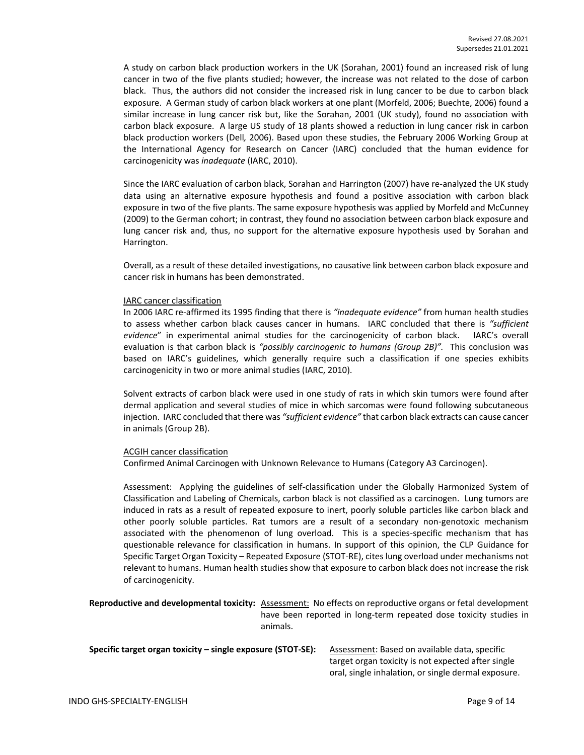A study on carbon black production workers in the UK (Sorahan, 2001) found an increased risk of lung cancer in two of the five plants studied; however, the increase was not related to the dose of carbon black. Thus, the authors did not consider the increased risk in lung cancer to be due to carbon black exposure. A German study of carbon black workers at one plant (Morfeld, 2006; Buechte, 2006) found a similar increase in lung cancer risk but, like the Sorahan, 2001 (UK study), found no association with carbon black exposure. A large US study of 18 plants showed a reduction in lung cancer risk in carbon black production workers (Dell*,* 2006). Based upon these studies, the February 2006 Working Group at the International Agency for Research on Cancer (IARC) concluded that the human evidence for carcinogenicity was *inadequate* (IARC, 2010).

Since the IARC evaluation of carbon black, Sorahan and Harrington (2007) have re-analyzed the UK study data using an alternative exposure hypothesis and found a positive association with carbon black exposure in two of the five plants. The same exposure hypothesis was applied by Morfeld and McCunney (2009) to the German cohort; in contrast, they found no association between carbon black exposure and lung cancer risk and, thus, no support for the alternative exposure hypothesis used by Sorahan and Harrington.

Overall, as a result of these detailed investigations, no causative link between carbon black exposure and cancer risk in humans has been demonstrated.

<u>IARC cancer classification</u>

In 2006 IARC re-affirmed its 1995 finding that there is *"inadequate evidence"* from human health studies to assess whether carbon black causes cancer in humans. IARC concluded that there is *"sufficient evidence*" in experimental animal studies for the carcinogenicity of carbon black. IARC's overall evaluation is that carbon black is *"possibly carcinogenic to humans (Group 2B)".* This conclusion was based on IARC's guidelines, which generally require such a classification if one species exhibits carcinogenicity in two or more animal studies (IARC, 2010).

Solvent extracts of carbon black were used in one study of rats in which skin tumors were found after dermal application and several studies of mice in which sarcomas were found following subcutaneous injection. IARC concluded that there was *"sufficient evidence"* that carbon black extracts can cause cancer in animals (Group 2B).

<u>ACGIH cancer classification</u>

Confirmed Animal Carcinogen with Unknown Relevance to Humans (Category A3 Carcinogen).

<u>Assessment:</u> Applying the guidelines of self-classification under the Globally Harmonized System of Classification and Labeling of Chemicals, carbon black is not classified as a carcinogen. Lung tumors are induced in rats as a result of repeated exposure to inert, poorly soluble particles like carbon black and other poorly soluble particles. Rat tumors are a result of a secondary non-genotoxic mechanism associated with the phenomenon of lung overload. This is a species-specific mechanism that has questionable relevance for classification in humans. In support of this opinion, the CLP Guidance for Specific Target Organ Toxicity – Repeated Exposure (STOT-RE), cites lung overload under mechanisms not relevant to humans. Human health studies show that exposure to carbon black does not increase the risk of carcinogenicity.

**Reproductive and developmental toxicity:** <u>Assessment:</u> No effects on reproductive organs or fetal development have been reported in long-term repeated dose toxicity studies in animals.

**Specific target organ toxicity – single exposure (STOT-SE):** <u>Assessment</u>: Based on available data, specific target organ toxicity is not expected after single oral, single inhalation, or single dermal exposure.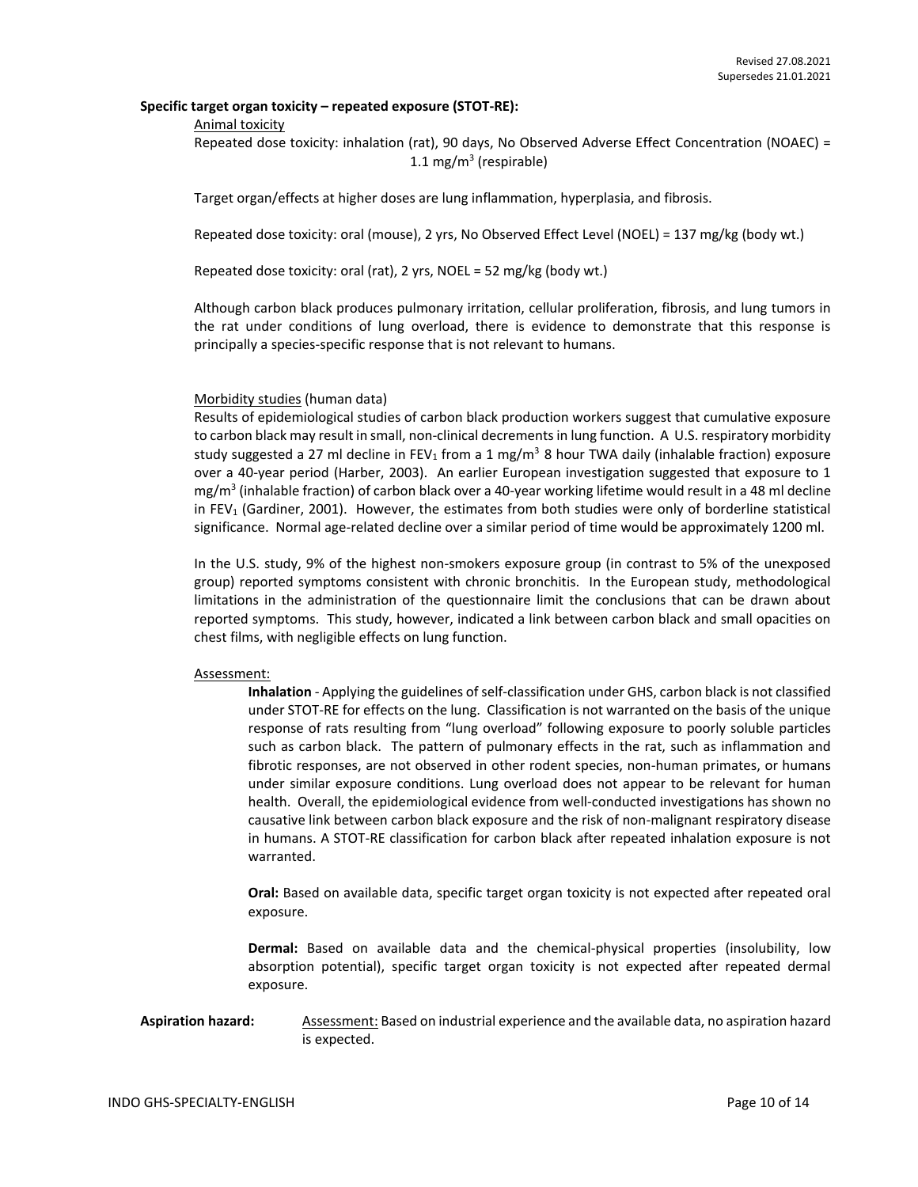**Specific target organ toxicity – repeated exposure (STOT-RE):**

Animal toxicity

Repeated dose toxicity: inhalation (rat), 90 days, No Observed Adverse Effect Concentration (NOAEC) = 1.1 mg/m$^3$ (respirable)

Target organ/effects at higher doses are lung inflammation, hyperplasia, and fibrosis.

Repeated dose toxicity: oral (mouse), 2 yrs, No Observed Effect Level (NOEL) = 137 mg/kg (body wt.)

Repeated dose toxicity: oral (rat), 2 yrs, NOEL = 52 mg/kg (body wt.)

Although carbon black produces pulmonary irritation, cellular proliferation, fibrosis, and lung tumors in the rat under conditions of lung overload, there is evidence to demonstrate that this response is principally a species-specific response that is not relevant to humans.

Morbidity studies (human data)

Results of epidemiological studies of carbon black production workers suggest that cumulative exposure to carbon black may result in small, non-clinical decrements in lung function. A U.S. respiratory morbidity study suggested a 27 ml decline in $FEV_1$ from a 1 mg/m$^3$ 8 hour TWA daily (inhalable fraction) exposure over a 40-year period (Harber, 2003). An earlier European investigation suggested that exposure to 1 mg/m$^3$ (inhalable fraction) of carbon black over a 40-year working lifetime would result in a 48 ml decline in $FEV_1$ (Gardiner, 2001). However, the estimates from both studies were only of borderline statistical significance. Normal age-related decline over a similar period of time would be approximately 1200 ml.

In the U.S. study, 9% of the highest non-smokers exposure group (in contrast to 5% of the unexposed group) reported symptoms consistent with chronic bronchitis. In the European study, methodological limitations in the administration of the questionnaire limit the conclusions that can be drawn about reported symptoms. This study, however, indicated a link between carbon black and small opacities on chest films, with negligible effects on lung function.

Assessment:

**Inhalation** - Applying the guidelines of self-classification under GHS, carbon black is not classified under STOT-RE for effects on the lung. Classification is not warranted on the basis of the unique response of rats resulting from "lung overload" following exposure to poorly soluble particles such as carbon black. The pattern of pulmonary effects in the rat, such as inflammation and fibrotic responses, are not observed in other rodent species, non-human primates, or humans under similar exposure conditions. Lung overload does not appear to be relevant for human health. Overall, the epidemiological evidence from well-conducted investigations has shown no causative link between carbon black exposure and the risk of non-malignant respiratory disease in humans. A STOT-RE classification for carbon black after repeated inhalation exposure is not warranted.

**Oral:** Based on available data, specific target organ toxicity is not expected after repeated oral exposure.

**Dermal:** Based on available data and the chemical-physical properties (insolubility, low absorption potential), specific target organ toxicity is not expected after repeated dermal exposure.

**Aspiration hazard:** Assessment: Based on industrial experience and the available data, no aspiration hazard is expected.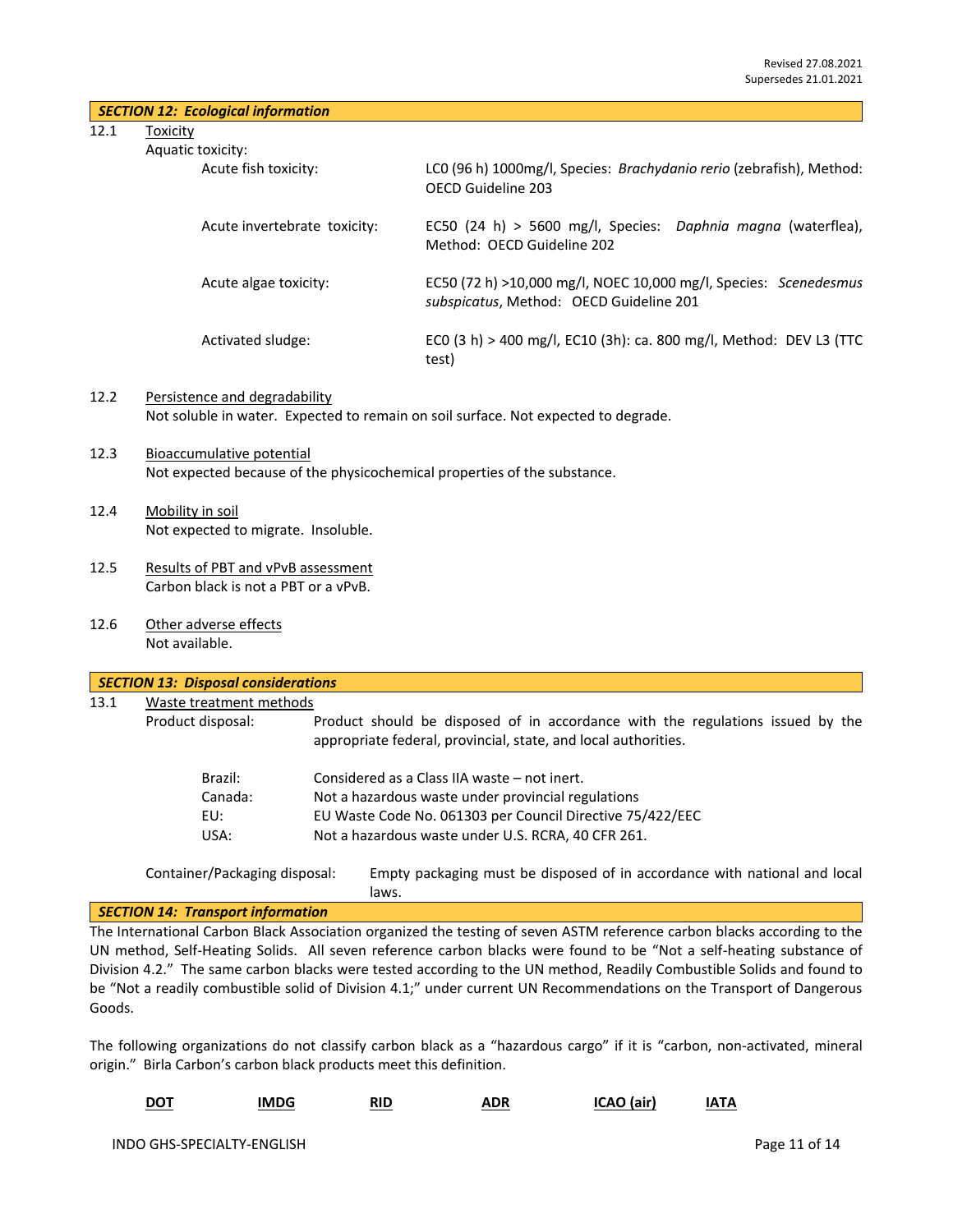Revised 27.08.2021
Supersedes 21.01.2021

## SECTION 12: Ecological information

12.1 Toxicity

Aquatic toxicity:

| | |
|---|---|
| Acute fish toxicity: | LC0 (96 h) 1000mg/l, Species: *Brachydanio rerio* (zebrafish), Method: OECD Guideline 203 |
| Acute invertebrate toxicity: | EC50 (24 h) > 5600 mg/l, Species: *Daphnia magna* (waterflea), Method: OECD Guideline 202 |
| Acute algae toxicity: | EC50 (72 h) >10,000 mg/l, NOEC 10,000 mg/l, Species: *Scenedesmus subspicatus*, Method: OECD Guideline 201 |
| Activated sludge: | EC0 (3 h) > 400 mg/l, EC10 (3h): ca. 800 mg/l, Method: DEV L3 (TTC test) |

12.2 Persistence and degradability

Not soluble in water. Expected to remain on soil surface. Not expected to degrade.

12.3 Bioaccumulative potential

Not expected because of the physicochemical properties of the substance.

12.4 Mobility in soil

Not expected to migrate. Insoluble.

12.5 Results of PBT and vPvB assessment

Carbon black is not a PBT or a vPvB.

12.6 Other adverse effects

Not available.

## SECTION 13: Disposal considerations

13.1 Waste treatment methods

Product disposal: Product should be disposed of in accordance with the regulations issued by the appropriate federal, provincial, state, and local authorities.

| | |
|---|---|
| Brazil: | Considered as a Class IIA waste – not inert. |
| Canada: | Not a hazardous waste under provincial regulations |
| EU: | EU Waste Code No. 061303 per Council Directive 75/422/EEC |
| USA: | Not a hazardous waste under U.S. RCRA, 40 CFR 261. |

Container/Packaging disposal: Empty packaging must be disposed of in accordance with national and local laws.

## SECTION 14: Transport information

The International Carbon Black Association organized the testing of seven ASTM reference carbon blacks according to the UN method, Self-Heating Solids. All seven reference carbon blacks were found to be "Not a self-heating substance of Division 4.2." The same carbon blacks were tested according to the UN method, Readily Combustible Solids and found to be "Not a readily combustible solid of Division 4.1;" under current UN Recommendations on the Transport of Dangerous Goods.

The following organizations do not classify carbon black as a "hazardous cargo" if it is "carbon, non-activated, mineral origin." Birla Carbon's carbon black products meet this definition.

| DOT | IMDG | RID | ADR | ICAO (air) | IATA |
|---|---|---|---|---|---|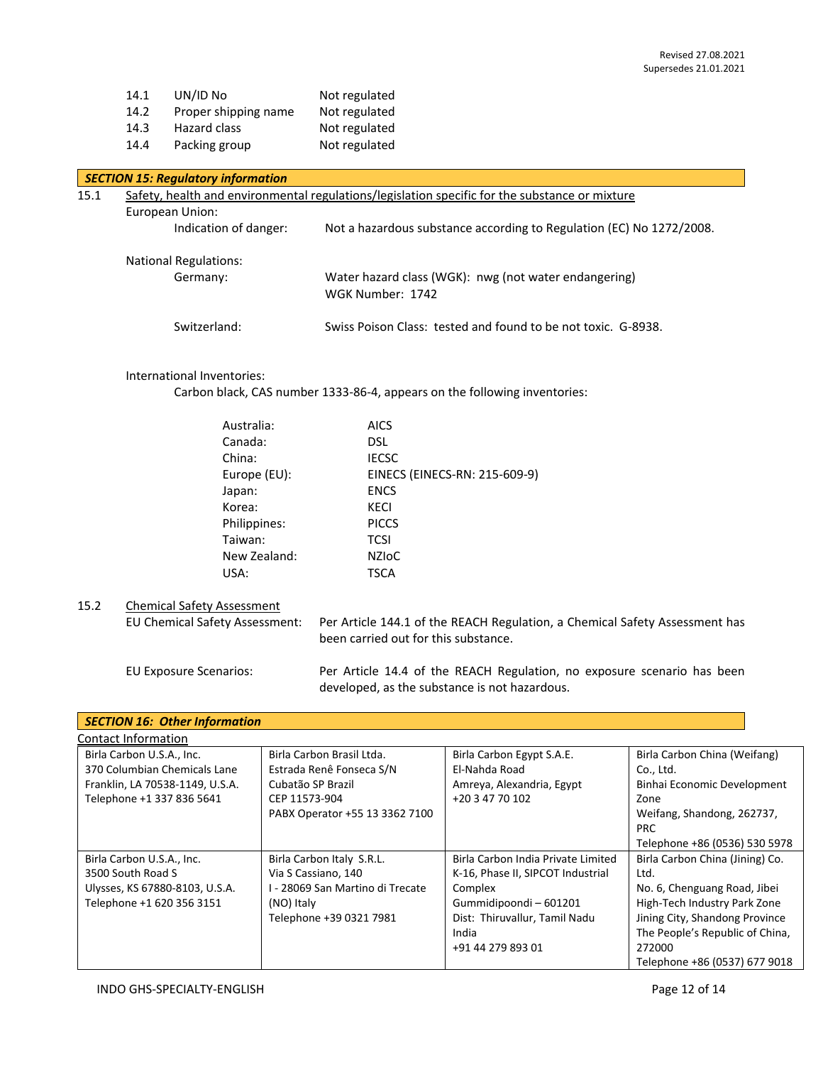Revised 27.08.2021
Supersedes 21.01.2021

| | | |
|---|---|---|
| 14.1 | UN/ID No | Not regulated |
| 14.2 | Proper shipping name | Not regulated |
| 14.3 | Hazard class | Not regulated |
| 14.4 | Packing group | Not regulated |

## SECTION 15: Regulatory information

15.1 Safety, health and environmental regulations/legislation specific for the substance or mixture

European Union:

Indication of danger: Not a hazardous substance according to Regulation (EC) No 1272/2008.

National Regulations:

Germany: Water hazard class (WGK): nwg (not water endangering)
WGK Number: 1742

Switzerland: Swiss Poison Class: tested and found to be not toxic. G-8938.

International Inventories:

Carbon black, CAS number 1333-86-4, appears on the following inventories:

| | |
|---|---|
| Australia: | AICS |
| Canada: | DSL |
| China: | IECSC |
| Europe (EU): | EINECS (EINECS-RN: 215-609-9) |
| Japan: | ENCS |
| Korea: | KECI |
| Philippines: | PICCS |
| Taiwan: | TCSI |
| New Zealand: | NZIoC |
| USA: | TSCA |

15.2 Chemical Safety Assessment

EU Chemical Safety Assessment: Per Article 144.1 of the REACH Regulation, a Chemical Safety Assessment has been carried out for this substance.

EU Exposure Scenarios: Per Article 14.4 of the REACH Regulation, no exposure scenario has been developed, as the substance is not hazardous.

## SECTION 16: Other Information

Contact Information

| | | | |
|---|---|---|---|
| Birla Carbon U.S.A., Inc.<br>370 Columbian Chemicals Lane<br>Franklin, LA 70538-1149, U.S.A.<br>Telephone +1 337 836 5641 | Birla Carbon Brasil Ltda.<br>Estrada Renê Fonseca S/N<br>Cubatão SP Brazil<br>CEP 11573-904<br>PABX Operator +55 13 3362 7100 | Birla Carbon Egypt S.A.E.<br>El-Nahda Road<br>Amreya, Alexandria, Egypt<br>+20 3 47 70 102 | Birla Carbon China (Weifang) Co., Ltd.<br>Binhai Economic Development Zone<br>Weifang, Shandong, 262737, PRC<br>Telephone +86 (0536) 530 5978 |
| Birla Carbon U.S.A., Inc.<br>3500 South Road S<br>Ulysses, KS 67880-8103, U.S.A.<br>Telephone +1 620 356 3151 | Birla Carbon Italy S.R.L.<br>Via S Cassiano, 140<br>I - 28069 San Martino di Trecate (NO) Italy<br>Telephone +39 0321 7981 | Birla Carbon India Private Limited<br>K-16, Phase II, SIPCOT Industrial Complex<br>Gummidipoondi – 601201<br>Dist: Thiruvallur, Tamil Nadu<br>India<br>+91 44 279 893 01 | Birla Carbon China (Jining) Co. Ltd.<br>No. 6, Chenguang Road, Jibei<br>High-Tech Industry Park Zone<br>Jining City, Shandong Province<br>The People's Republic of China, 272000<br>Telephone +86 (0537) 677 9018 |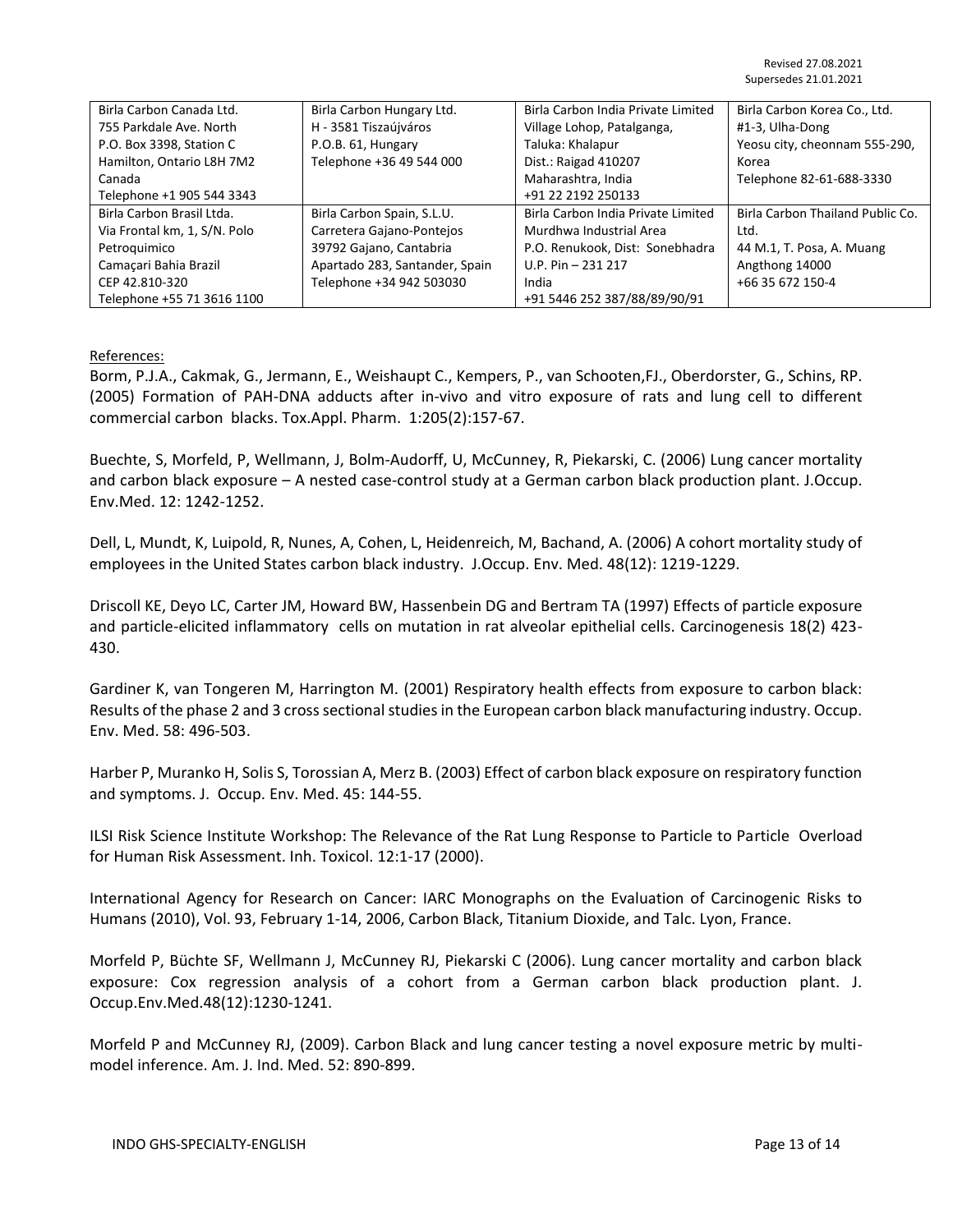Revised 27.08.2021
Supersedes 21.01.2021

| Birla Carbon Canada Ltd.<br>755 Parkdale Ave. North<br>P.O. Box 3398, Station C<br>Hamilton, Ontario L8H 7M2<br>Canada<br>Telephone +1 905 544 3343 | Birla Carbon Hungary Ltd.<br>H - 3581 Tiszaújváros<br>P.O.B. 61, Hungary<br>Telephone +36 49 544 000 | Birla Carbon India Private Limited<br>Village Lohop, Patalganga,<br>Taluka: Khalapur<br>Dist.: Raigad 410207<br>Maharashtra, India<br>+91 22 2192 250133 | Birla Carbon Korea Co., Ltd.<br>#1-3, Ulha-Dong<br>Yeosu city, cheonnam 555-290,<br>Korea<br>Telephone 82-61-688-3330 |
|---|---|---|---|
| Birla Carbon Brasil Ltda.<br>Via Frontal km, 1, S/N. Polo<br>Petroquimico<br>Camaçari Bahia Brazil<br>CEP 42.810-320<br>Telephone +55 71 3616 1100 | Birla Carbon Spain, S.L.U.<br>Carretera Gajano-Pontejos<br>39792 Gajano, Cantabria<br>Apartado 283, Santander, Spain<br>Telephone +34 942 503030 | Birla Carbon India Private Limited<br>Murdhwa Industrial Area<br>P.O. Renukook, Dist: Sonebhadra<br>U.P. Pin – 231 217<br>India<br>+91 5446 252 387/88/89/90/91 | Birla Carbon Thailand Public Co. Ltd.<br>44 M.1, T. Posa, A. Muang<br>Angthong 14000<br>+66 35 672 150-4 |

References:

Borm, P.J.A., Cakmak, G., Jermann, E., Weishaupt C., Kempers, P., van Schooten,FJ., Oberdorster, G., Schins, RP. (2005) Formation of PAH-DNA adducts after in-vivo and vitro exposure of rats and lung cell to different commercial carbon blacks. Tox.Appl. Pharm. 1:205(2):157-67.

Buechte, S, Morfeld, P, Wellmann, J, Bolm-Audorff, U, McCunney, R, Piekarski, C. (2006) Lung cancer mortality and carbon black exposure – A nested case-control study at a German carbon black production plant. J.Occup. Env.Med. 12: 1242-1252.

Dell, L, Mundt, K, Luipold, R, Nunes, A, Cohen, L, Heidenreich, M, Bachand, A. (2006) A cohort mortality study of employees in the United States carbon black industry. J.Occup. Env. Med. 48(12): 1219-1229.

Driscoll KE, Deyo LC, Carter JM, Howard BW, Hassenbein DG and Bertram TA (1997) Effects of particle exposure and particle-elicited inflammatory cells on mutation in rat alveolar epithelial cells. Carcinogenesis 18(2) 423-430.

Gardiner K, van Tongeren M, Harrington M. (2001) Respiratory health effects from exposure to carbon black: Results of the phase 2 and 3 cross sectional studies in the European carbon black manufacturing industry. Occup. Env. Med. 58: 496-503.

Harber P, Muranko H, Solis S, Torossian A, Merz B. (2003) Effect of carbon black exposure on respiratory function and symptoms. J. Occup. Env. Med. 45: 144-55.

ILSI Risk Science Institute Workshop: The Relevance of the Rat Lung Response to Particle to Particle Overload for Human Risk Assessment. Inh. Toxicol. 12:1-17 (2000).

International Agency for Research on Cancer: IARC Monographs on the Evaluation of Carcinogenic Risks to Humans (2010), Vol. 93, February 1-14, 2006, Carbon Black, Titanium Dioxide, and Talc. Lyon, France.

Morfeld P, Büchte SF, Wellmann J, McCunney RJ, Piekarski C (2006). Lung cancer mortality and carbon black exposure: Cox regression analysis of a cohort from a German carbon black production plant. J. Occup.Env.Med.48(12):1230-1241.

Morfeld P and McCunney RJ, (2009). Carbon Black and lung cancer testing a novel exposure metric by multi-model inference. Am. J. Ind. Med. 52: 890-899.

INDO GHS-SPECIALTY-ENGLISH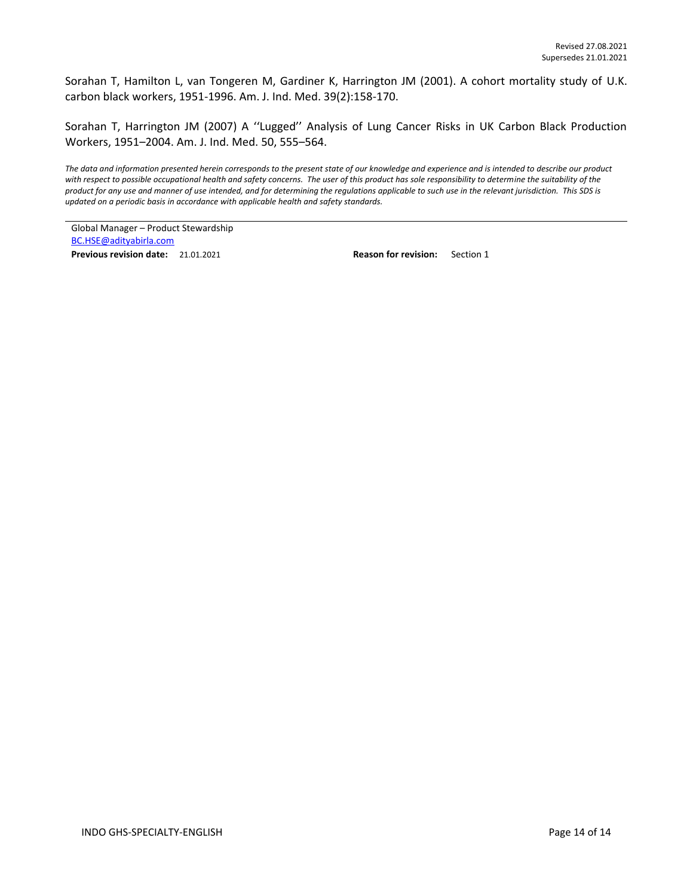Sorahan T, Hamilton L, van Tongeren M, Gardiner K, Harrington JM (2001). A cohort mortality study of U.K. carbon black workers, 1951-1996. Am. J. Ind. Med. 39(2):158-170.

Sorahan T, Harrington JM (2007) A ''Lugged'' Analysis of Lung Cancer Risks in UK Carbon Black Production Workers, 1951–2004. Am. J. Ind. Med. 50, 555–564.

*The data and information presented herein corresponds to the present state of our knowledge and experience and is intended to describe our product with respect to possible occupational health and safety concerns. The user of this product has sole responsibility to determine the suitability of the product for any use and manner of use intended, and for determining the regulations applicable to such use in the relevant jurisdiction. This SDS is updated on a periodic basis in accordance with applicable health and safety standards.*

---

Global Manager – Product Stewardship
BC.HSE@adityabirla.com

**Previous revision date:** 21.01.2021 **Reason for revision:** Section 1